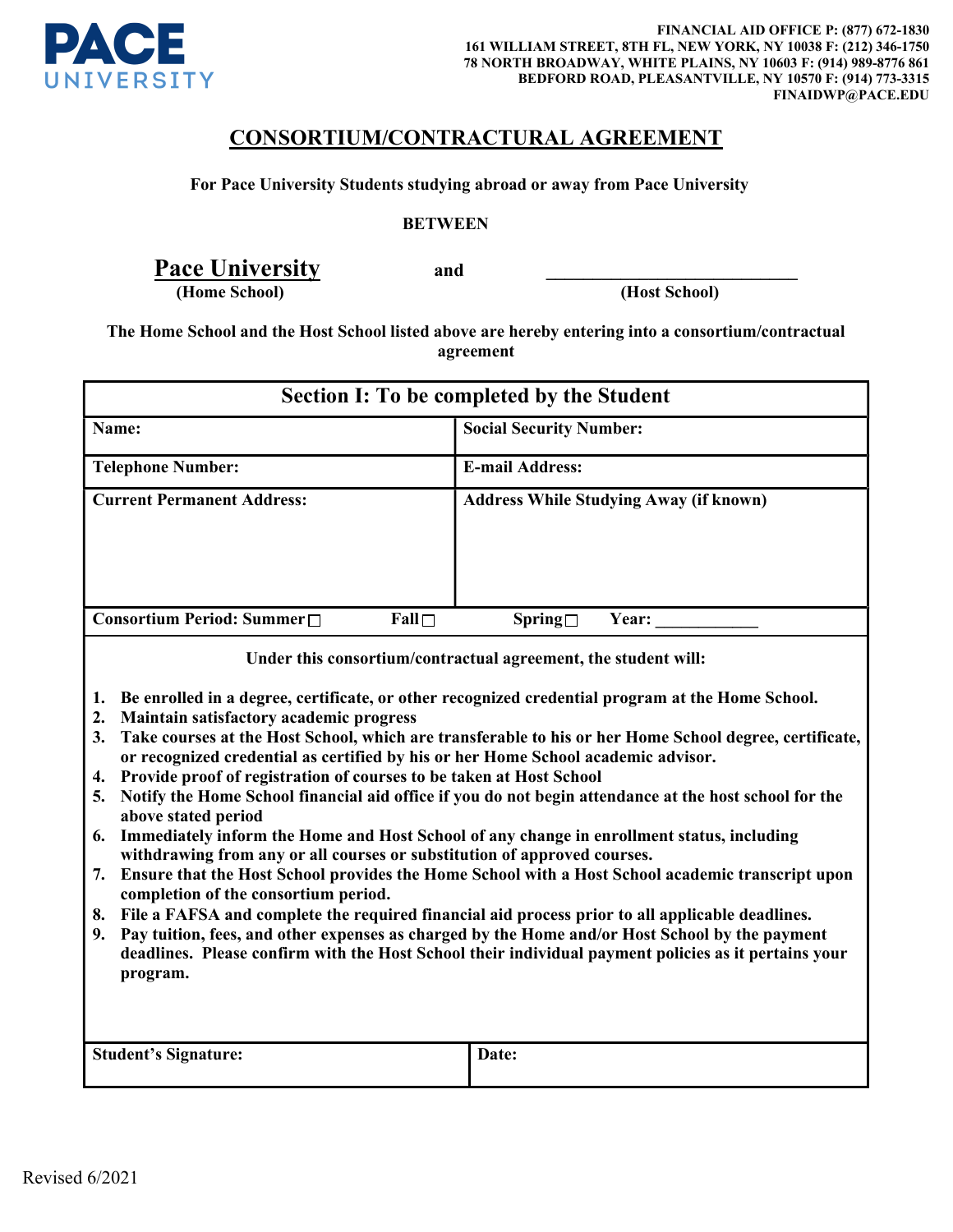**PACE UNIVERSITY**

**FINANCIAL AID OFFICE P: (877) 672-1830**
**161 WILLIAM STREET, 8TH FL, NEW YORK, NY 10038 F: (212) 346-1750**
**78 NORTH BROADWAY, WHITE PLAINS, NY 10603 F: (914) 989-8776 861**
**BEDFORD ROAD, PLEASANTVILLE, NY 10570 F: (914) 773-3315**
**FINAIDWP@PACE.EDU**

# CONSORTIUM/CONTRACTUAL AGREEMENT

**For Pace University Students studying abroad or away from Pace University**

**BETWEEN**

**Pace University** (Home School) **and** ____________________________ (Host School)

**The Home School and the Host School listed above are hereby entering into a consortium/contractual agreement**

| Section I: To be completed by the Student | |
|---|---|
| **Name:** | **Social Security Number:** |
| **Telephone Number:** | **E-mail Address:** |
| **Current Permanent Address:** | **Address While Studying Away (if known)** |
| **Consortium Period: Summer** ☐ **Fall** ☐ | **Spring** ☐ **Year:** ___________ |

**Under this consortium/contractual agreement, the student will:**

1. **Be enrolled in a degree, certificate, or other recognized credential program at the Home School.**
2. **Maintain satisfactory academic progress**
3. **Take courses at the Host School, which are transferable to his or her Home School degree, certificate, or recognized credential as certified by his or her Home School academic advisor.**
4. **Provide proof of registration of courses to be taken at Host School**
5. **Notify the Home School financial aid office if you do not begin attendance at the host school for the above stated period**
6. **Immediately inform the Home and Host School of any change in enrollment status, including withdrawing from any or all courses or substitution of approved courses.**
7. **Ensure that the Host School provides the Home School with a Host School academic transcript upon completion of the consortium period.**
8. **File a FAFSA and complete the required financial aid process prior to all applicable deadlines.**
9. **Pay tuition, fees, and other expenses as charged by the Home and/or Host School by the payment deadlines. Please confirm with the Host School their individual payment policies as it pertains your program.**

| **Student's Signature:** | **Date:** |
|---|---|

Revised 6/2021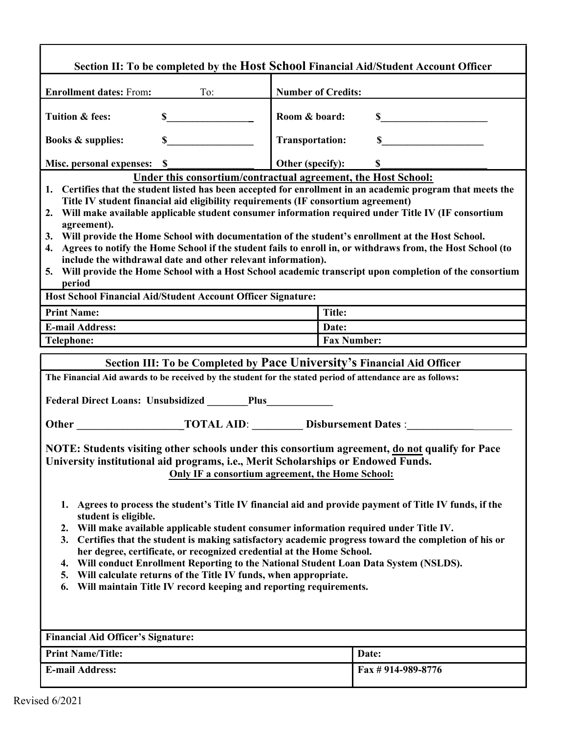## Section II: To be completed by the Host School Financial Aid/Student Account Officer

| | |
|---|---|
| **Enrollment dates:** From: To: | **Number of Credits:** |
| **Tuition & fees:** $_________________ | **Room & board:** $_____________________ |
| **Books & supplies:** $_________________ | **Transportation:** $____________________ |
| **Misc. personal expenses:** $_________________ | **Other (specify):** $_____________________ |

**Under this consortium/contractual agreement, the Host School:**

1. **Certifies that the student listed has been accepted for enrollment in an academic program that meets the Title IV student financial aid eligibility requirements (IF consortium agreement)**
2. **Will make available applicable student consumer information required under Title IV (IF consortium agreement).**
3. **Will provide the Home School with documentation of the student's enrollment at the Host School.**
4. **Agrees to notify the Home School if the student fails to enroll in, or withdraws from, the Host School (to include the withdrawal date and other relevant information).**
5. **Will provide the Home School with a Host School academic transcript upon completion of the consortium period**

| **Host School Financial Aid/Student Account Officer Signature:** | |
|---|---|
| **Print Name:** | **Title:** |
| **E-mail Address:** | **Date:** |
| **Telephone:** | **Fax Number:** |

## Section III: To be Completed by Pace University's Financial Aid Officer

**The Financial Aid awards to be received by the student for the stated period of attendance are as follows:**

**Federal Direct Loans: Unsubsidized ________Plus_____________**

**Other ___________________TOTAL AID: _________ Disbursement Dates :____________________**

**NOTE: Students visiting other schools under this consortium agreement, do not qualify for Pace University institutional aid programs, i.e., Merit Scholarships or Endowed Funds.**

**Only IF a consortium agreement, the Home School:**

1. **Agrees to process the student's Title IV financial aid and provide payment of Title IV funds, if the student is eligible.**
2. **Will make available applicable student consumer information required under Title IV.**
3. **Certifies that the student is making satisfactory academic progress toward the completion of his or her degree, certificate, or recognized credential at the Home School.**
4. **Will conduct Enrollment Reporting to the National Student Loan Data System (NSLDS).**
5. **Will calculate returns of the Title IV funds, when appropriate.**
6. **Will maintain Title IV record keeping and reporting requirements.**

| **Financial Aid Officer's Signature:** | |
|---|---|
| **Print Name/Title:** | **Date:** |
| **E-mail Address:** | **Fax # 914-989-8776** |

Revised 6/2021